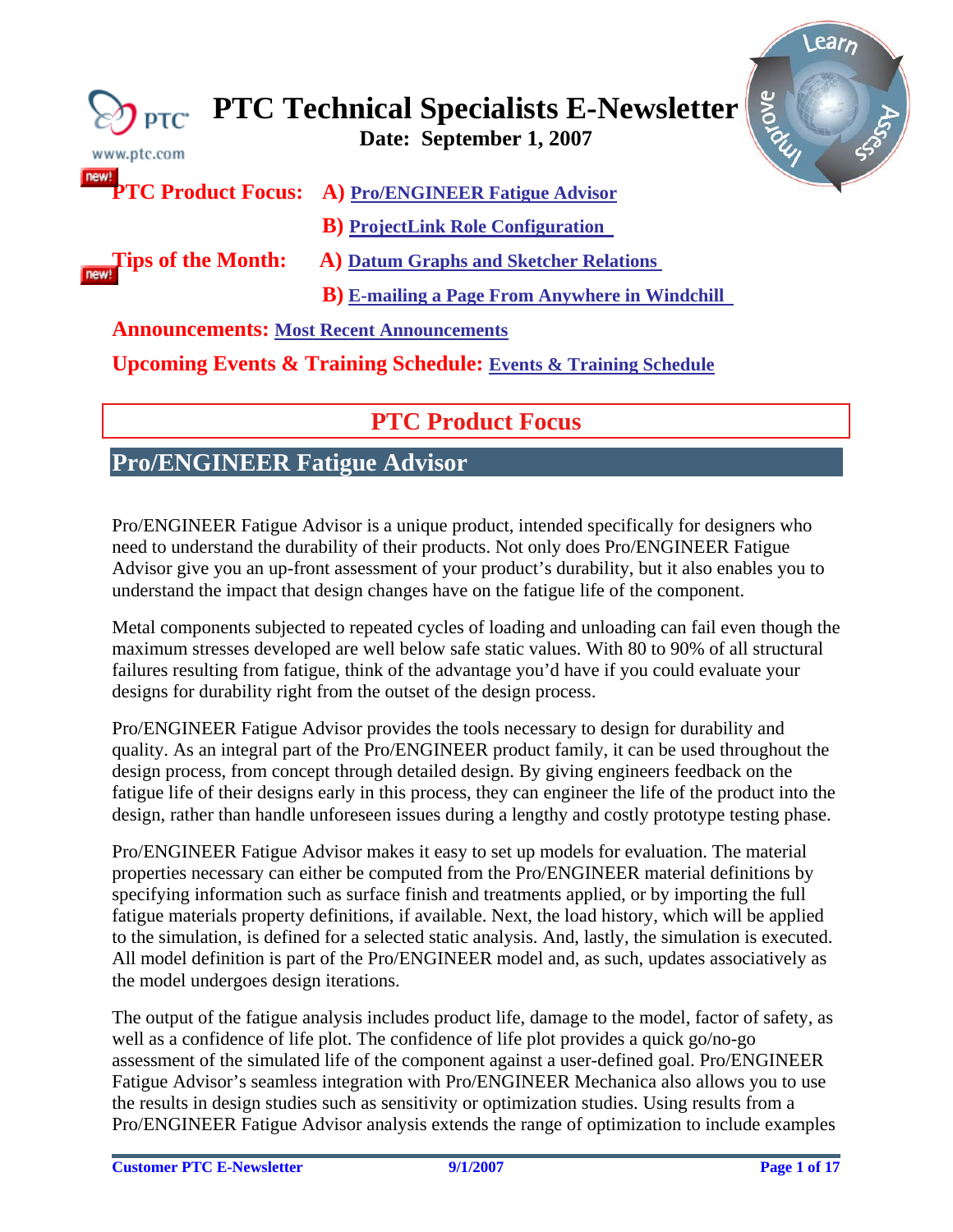# PTC Technical Specialists E-Newsletter

**Date: September 1, 2007**

**PTC Product Focus:** A) Pro/ENGINEER Fatigue Advisor

B) ProjectLink Role Configuration

**Tips of the Month:** A) Datum Graphs and Sketcher Relations

B) E-mailing a Page From Anywhere in Windchill

**Announcements:** Most Recent Announcements

**Upcoming Events & Training Schedule:** Events & Training Schedule

## PTC Product Focus

## Pro/ENGINEER Fatigue Advisor

Pro/ENGINEER Fatigue Advisor is a unique product, intended specifically for designers who need to understand the durability of their products. Not only does Pro/ENGINEER Fatigue Advisor give you an up-front assessment of your product's durability, but it also enables you to understand the impact that design changes have on the fatigue life of the component.

Metal components subjected to repeated cycles of loading and unloading can fail even though the maximum stresses developed are well below safe static values. With 80 to 90% of all structural failures resulting from fatigue, think of the advantage you'd have if you could evaluate your designs for durability right from the outset of the design process.

Pro/ENGINEER Fatigue Advisor provides the tools necessary to design for durability and quality. As an integral part of the Pro/ENGINEER product family, it can be used throughout the design process, from concept through detailed design. By giving engineers feedback on the fatigue life of their designs early in this process, they can engineer the life of the product into the design, rather than handle unforeseen issues during a lengthy and costly prototype testing phase.

Pro/ENGINEER Fatigue Advisor makes it easy to set up models for evaluation. The material properties necessary can either be computed from the Pro/ENGINEER material definitions by specifying information such as surface finish and treatments applied, or by importing the full fatigue materials property definitions, if available. Next, the load history, which will be applied to the simulation, is defined for a selected static analysis. And, lastly, the simulation is executed. All model definition is part of the Pro/ENGINEER model and, as such, updates associatively as the model undergoes design iterations.

The output of the fatigue analysis includes product life, damage to the model, factor of safety, as well as a confidence of life plot. The confidence of life plot provides a quick go/no-go assessment of the simulated life of the component against a user-defined goal. Pro/ENGINEER Fatigue Advisor's seamless integration with Pro/ENGINEER Mechanica also allows you to use the results in design studies such as sensitivity or optimization studies. Using results from a Pro/ENGINEER Fatigue Advisor analysis extends the range of optimization to include examples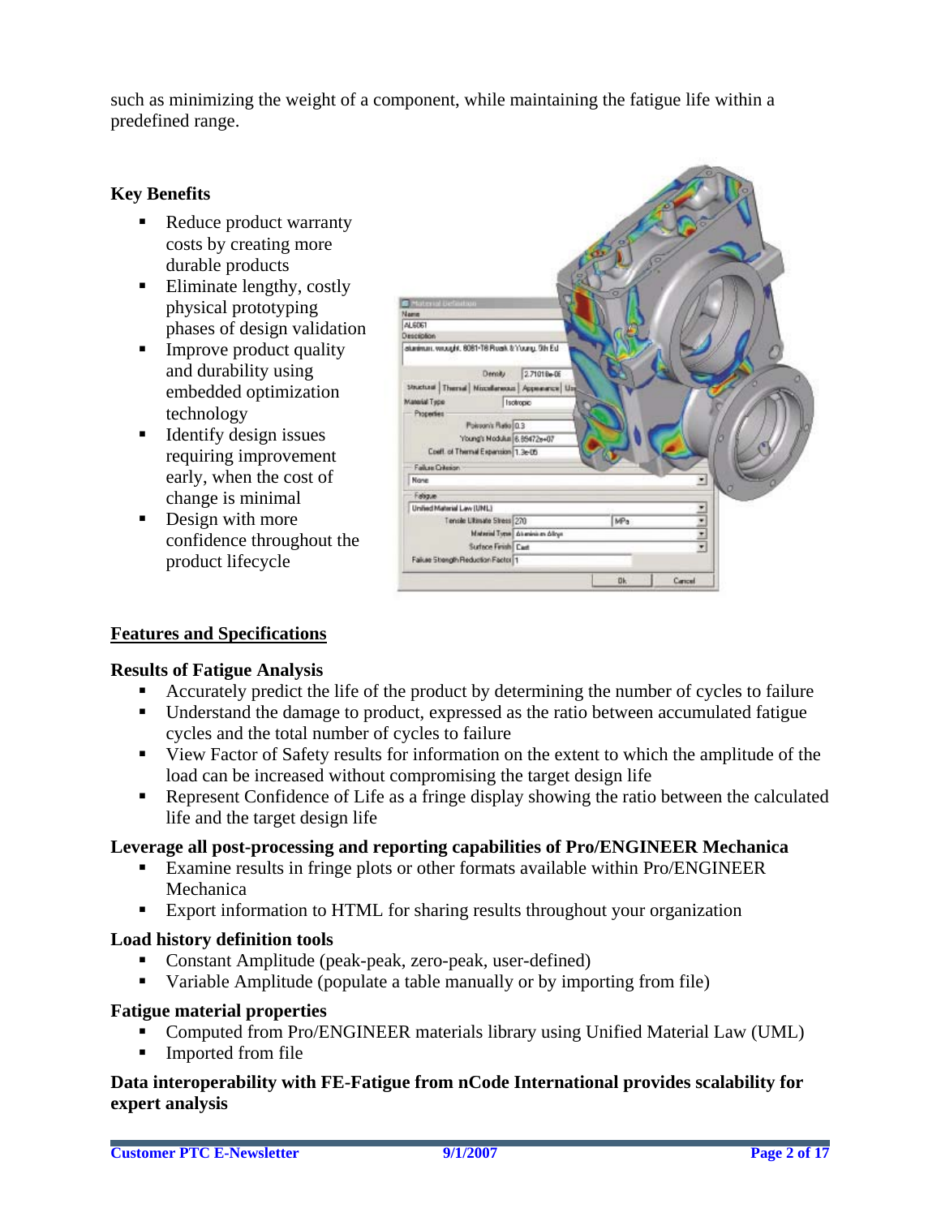such as minimizing the weight of a component, while maintaining the fatigue life within a predefined range.

### Key Benefits

- Reduce product warranty costs by creating more durable products
- Eliminate lengthy, costly physical prototyping phases of design validation
- Improve product quality and durability using embedded optimization technology
- Identify design issues requiring improvement early, when the cost of change is minimal
- Design with more confidence throughout the product lifecycle

## Features and Specifications

### Results of Fatigue Analysis

- Accurately predict the life of the product by determining the number of cycles to failure
- Understand the damage to product, expressed as the ratio between accumulated fatigue cycles and the total number of cycles to failure
- View Factor of Safety results for information on the extent to which the amplitude of the load can be increased without compromising the target design life
- Represent Confidence of Life as a fringe display showing the ratio between the calculated life and the target design life

### Leverage all post-processing and reporting capabilities of Pro/ENGINEER Mechanica

- Examine results in fringe plots or other formats available within Pro/ENGINEER Mechanica
- Export information to HTML for sharing results throughout your organization

### Load history definition tools

- Constant Amplitude (peak-peak, zero-peak, user-defined)
- Variable Amplitude (populate a table manually or by importing from file)

### Fatigue material properties

- Computed from Pro/ENGINEER materials library using Unified Material Law (UML)
- Imported from file

### Data interoperability with FE-Fatigue from nCode International provides scalability for expert analysis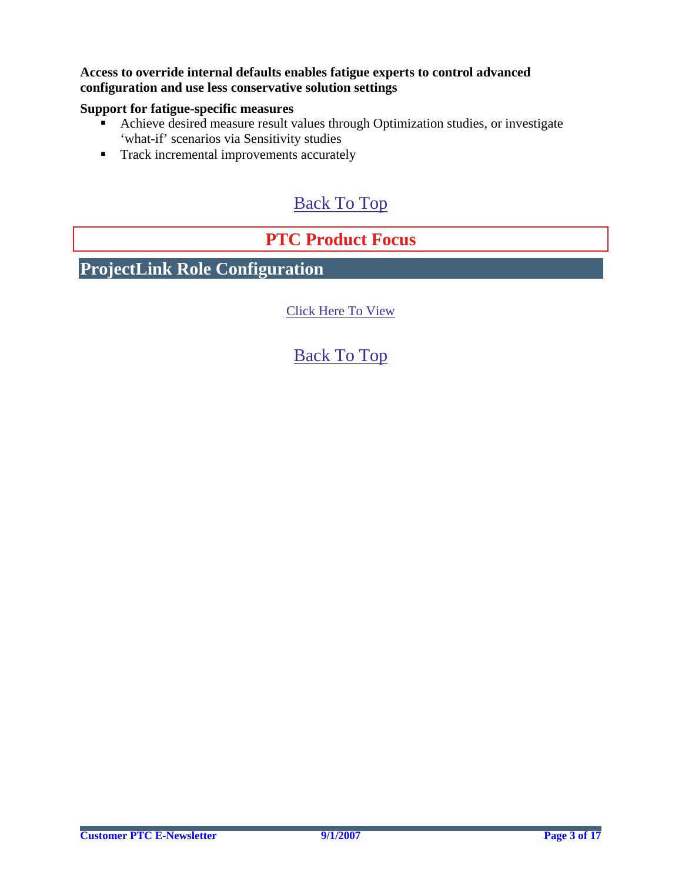**Access to override internal defaults enables fatigue experts to control advanced configuration and use less conservative solution settings**

**Support for fatigue-specific measures**

- Achieve desired measure result values through Optimization studies, or investigate 'what-if' scenarios via Sensitivity studies
- Track incremental improvements accurately

Back To Top

# PTC Product Focus

## ProjectLink Role Configuration

Click Here To View

Back To Top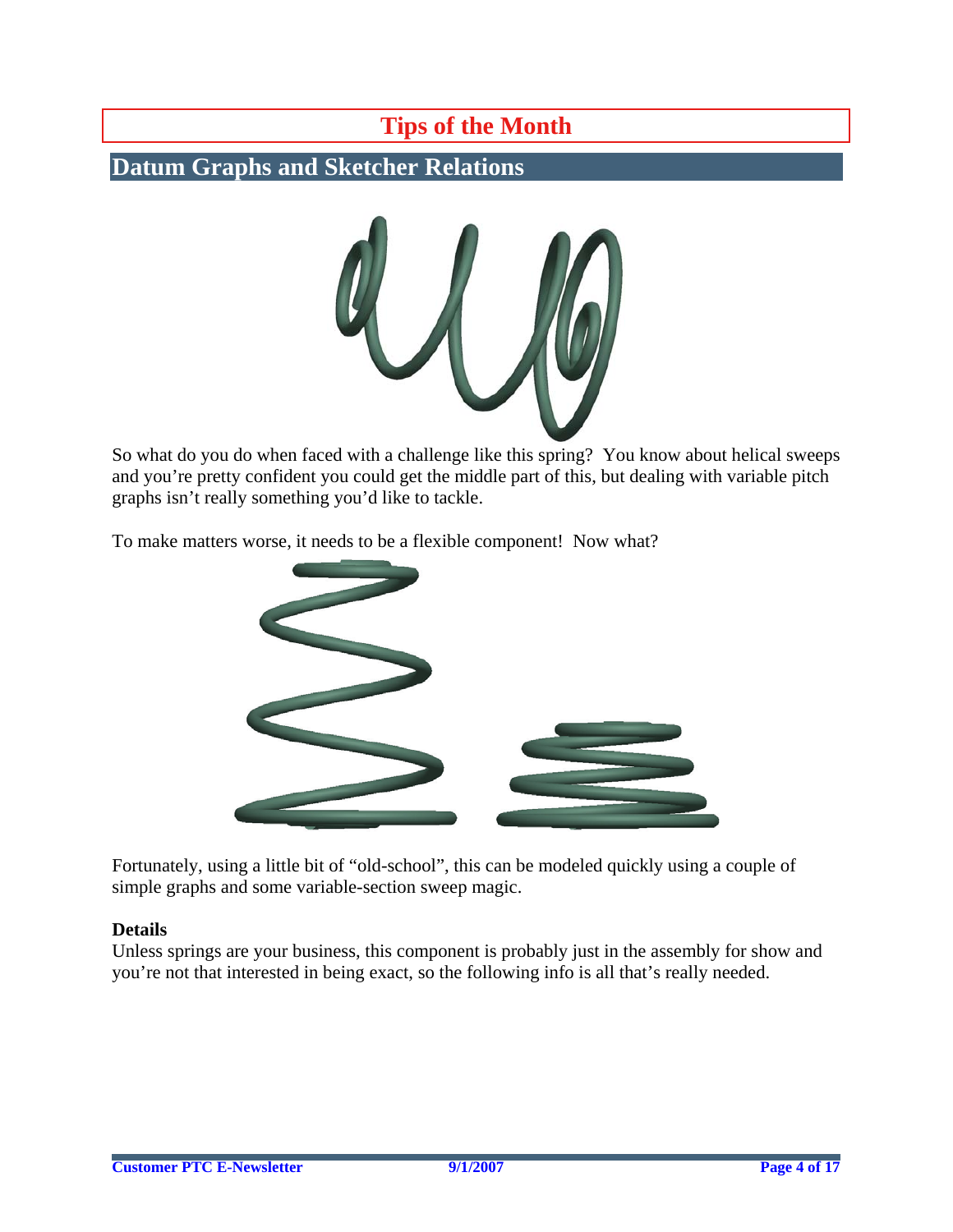# Tips of the Month

## Datum Graphs and Sketcher Relations

So what do you do when faced with a challenge like this spring? You know about helical sweeps and you're pretty confident you could get the middle part of this, but dealing with variable pitch graphs isn't really something you'd like to tackle.

To make matters worse, it needs to be a flexible component! Now what?

Fortunately, using a little bit of "old-school", this can be modeled quickly using a couple of simple graphs and some variable-section sweep magic.

**Details**

Unless springs are your business, this component is probably just in the assembly for show and you're not that interested in being exact, so the following info is all that's really needed.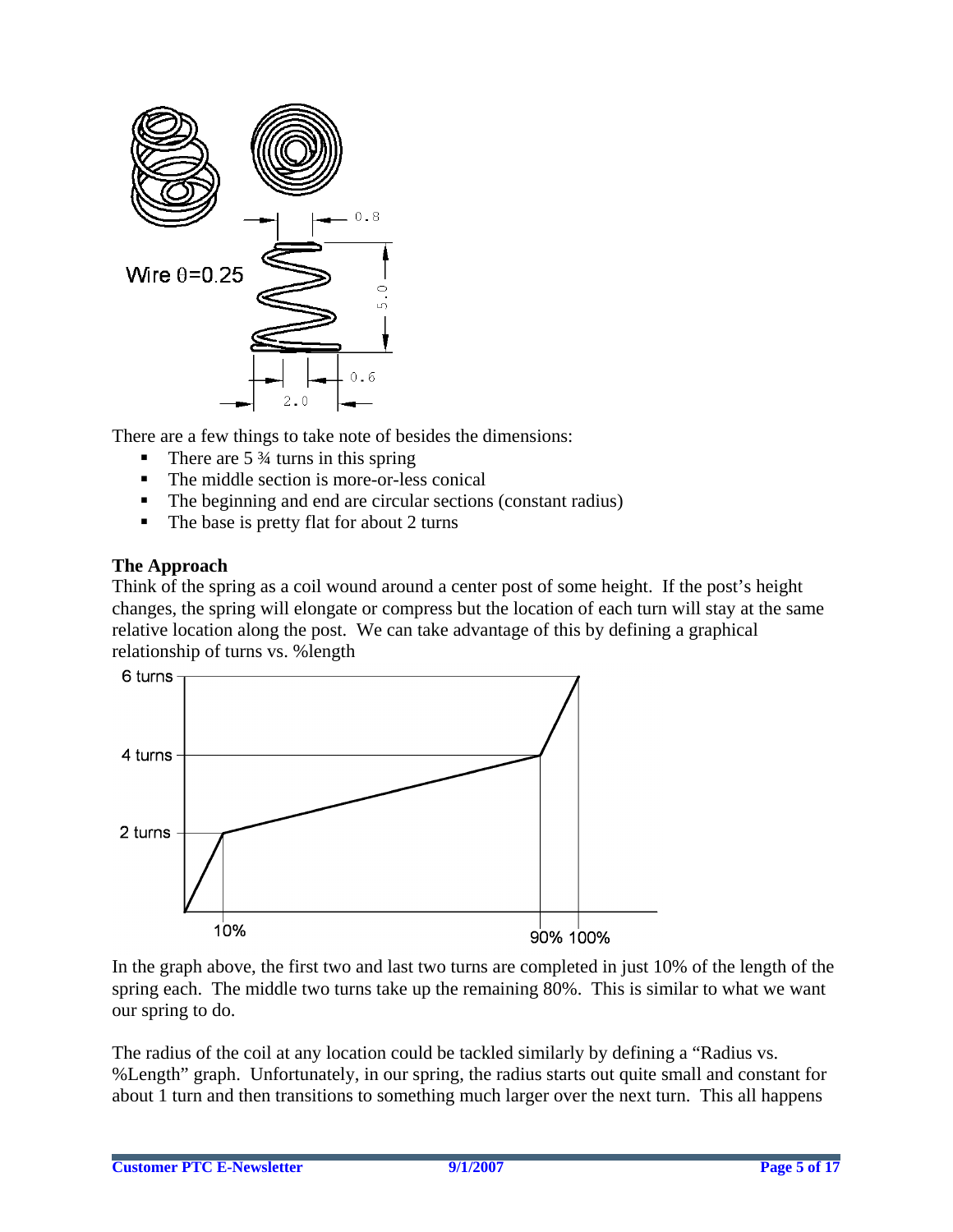There are a few things to take note of besides the dimensions:

- There are 5 ¾ turns in this spring
- The middle section is more-or-less conical
- The beginning and end are circular sections (constant radius)
- The base is pretty flat for about 2 turns

**The Approach**

Think of the spring as a coil wound around a center post of some height. If the post's height changes, the spring will elongate or compress but the location of each turn will stay at the same relative location along the post. We can take advantage of this by defining a graphical relationship of turns vs. %length

In the graph above, the first two and last two turns are completed in just 10% of the length of the spring each. The middle two turns take up the remaining 80%. This is similar to what we want our spring to do.

The radius of the coil at any location could be tackled similarly by defining a "Radius vs. %Length" graph. Unfortunately, in our spring, the radius starts out quite small and constant for about 1 turn and then transitions to something much larger over the next turn. This all happens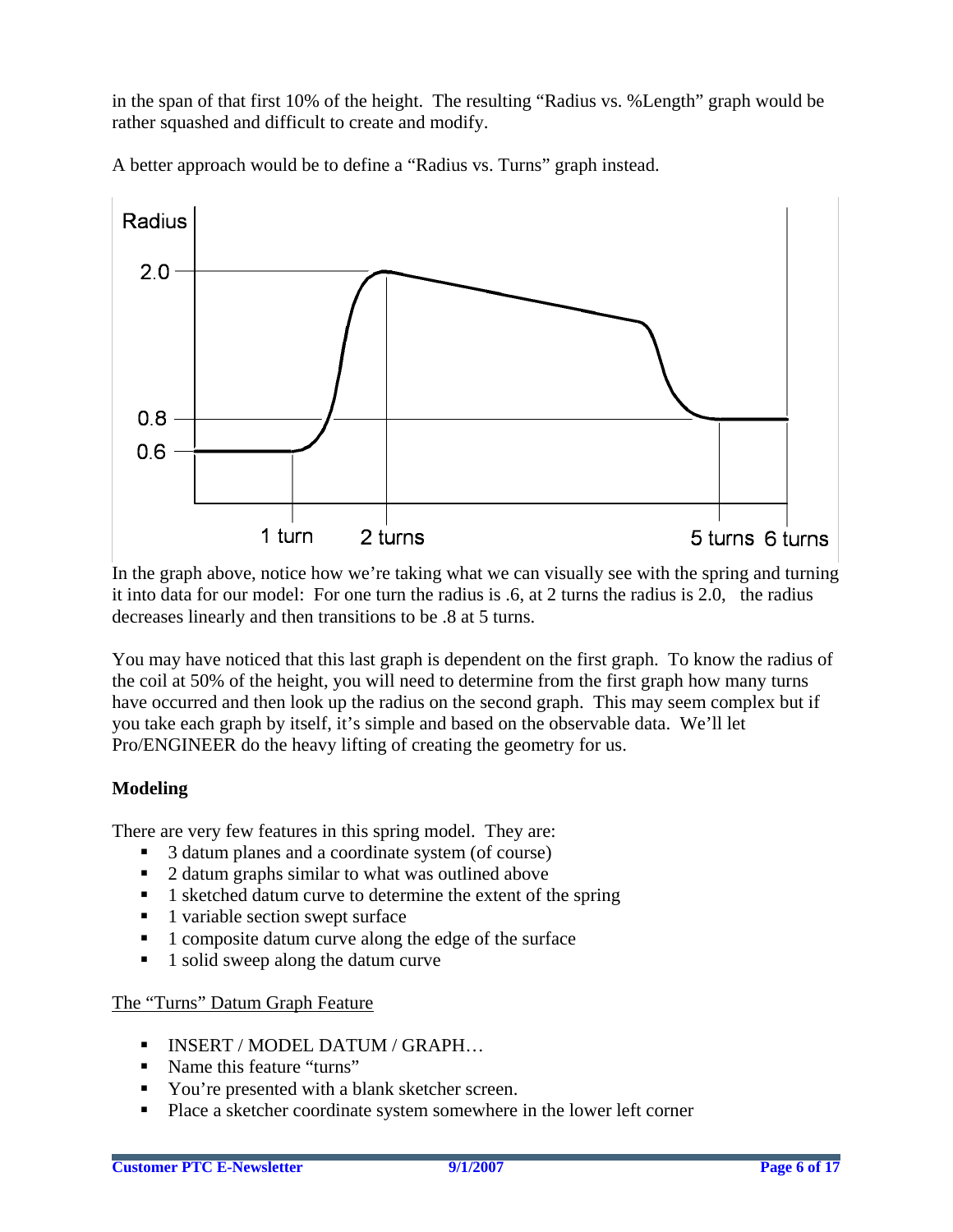in the span of that first 10% of the height. The resulting "Radius vs. %Length" graph would be rather squashed and difficult to create and modify.

A better approach would be to define a "Radius vs. Turns" graph instead.

In the graph above, notice how we're taking what we can visually see with the spring and turning it into data for our model: For one turn the radius is .6, at 2 turns the radius is 2.0, the radius decreases linearly and then transitions to be .8 at 5 turns.

You may have noticed that this last graph is dependent on the first graph. To know the radius of the coil at 50% of the height, you will need to determine from the first graph how many turns have occurred and then look up the radius on the second graph. This may seem complex but if you take each graph by itself, it's simple and based on the observable data. We'll let Pro/ENGINEER do the heavy lifting of creating the geometry for us.

**Modeling**

There are very few features in this spring model. They are:

- 3 datum planes and a coordinate system (of course)
- 2 datum graphs similar to what was outlined above
- 1 sketched datum curve to determine the extent of the spring
- 1 variable section swept surface
- 1 composite datum curve along the edge of the surface
- 1 solid sweep along the datum curve

The "Turns" Datum Graph Feature

- INSERT / MODEL DATUM / GRAPH…
- Name this feature "turns"
- You're presented with a blank sketcher screen.
- Place a sketcher coordinate system somewhere in the lower left corner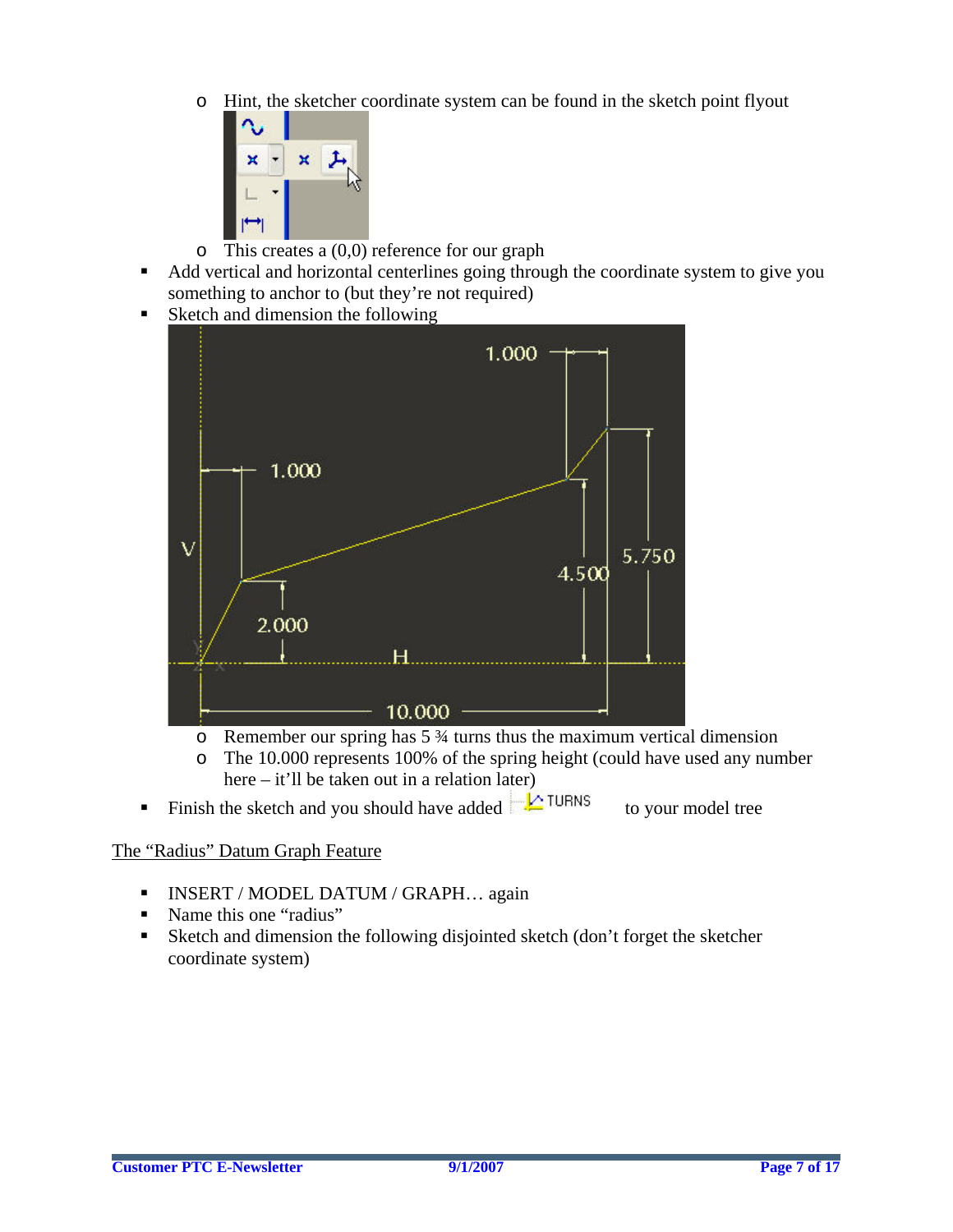- Hint, the sketcher coordinate system can be found in the sketch point flyout
- This creates a (0,0) reference for our graph

- Add vertical and horizontal centerlines going through the coordinate system to give you something to anchor to (but they're not required)
- Sketch and dimension the following
  - Remember our spring has 5 ¾ turns thus the maximum vertical dimension
  - The 10.000 represents 100% of the spring height (could have used any number here – it'll be taken out in a relation later)
- Finish the sketch and you should have added TURNS to your model tree

The "Radius" Datum Graph Feature

- INSERT / MODEL DATUM / GRAPH… again
- Name this one "radius"
- Sketch and dimension the following disjointed sketch (don't forget the sketcher coordinate system)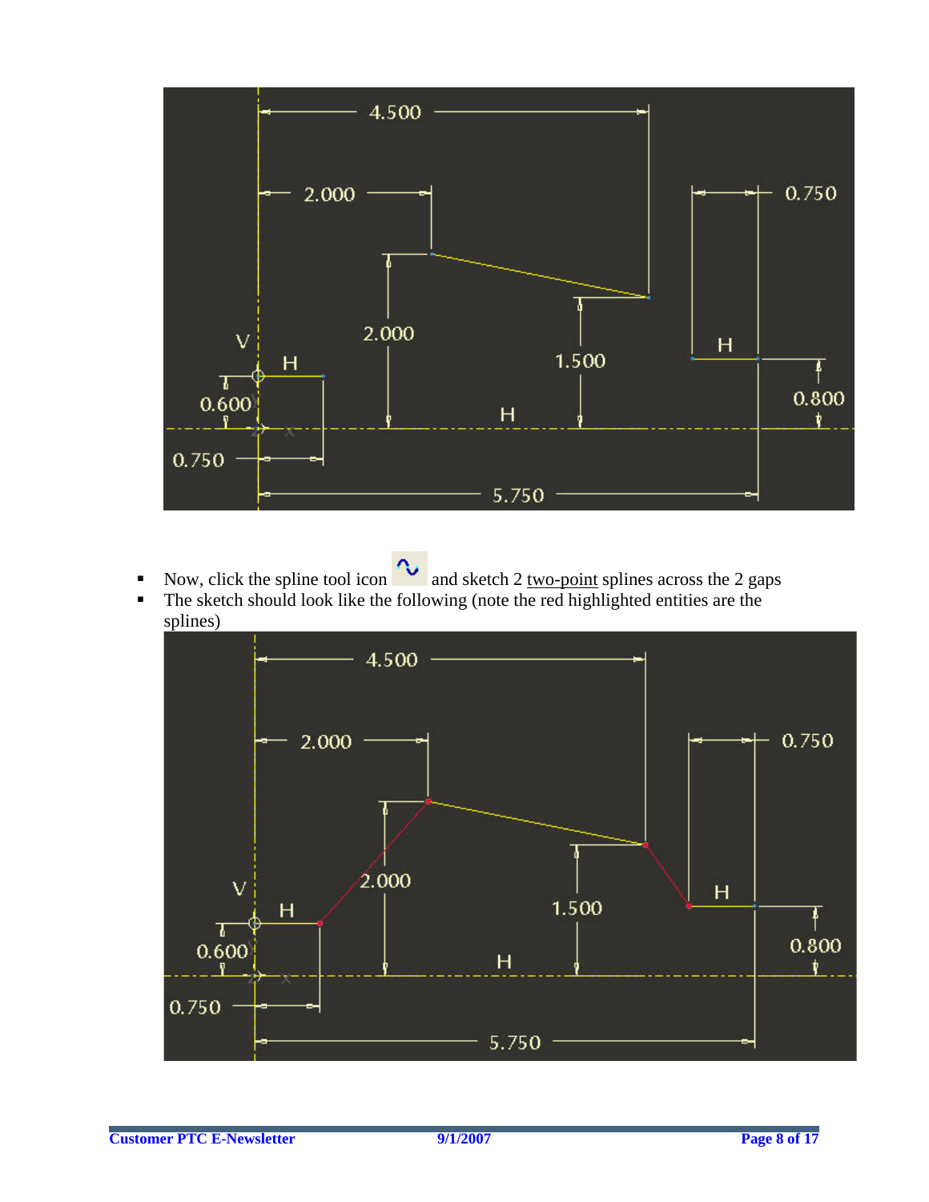- Now, click the spline tool icon and sketch 2 two-point splines across the 2 gaps
- The sketch should look like the following (note the red highlighted entities are the splines)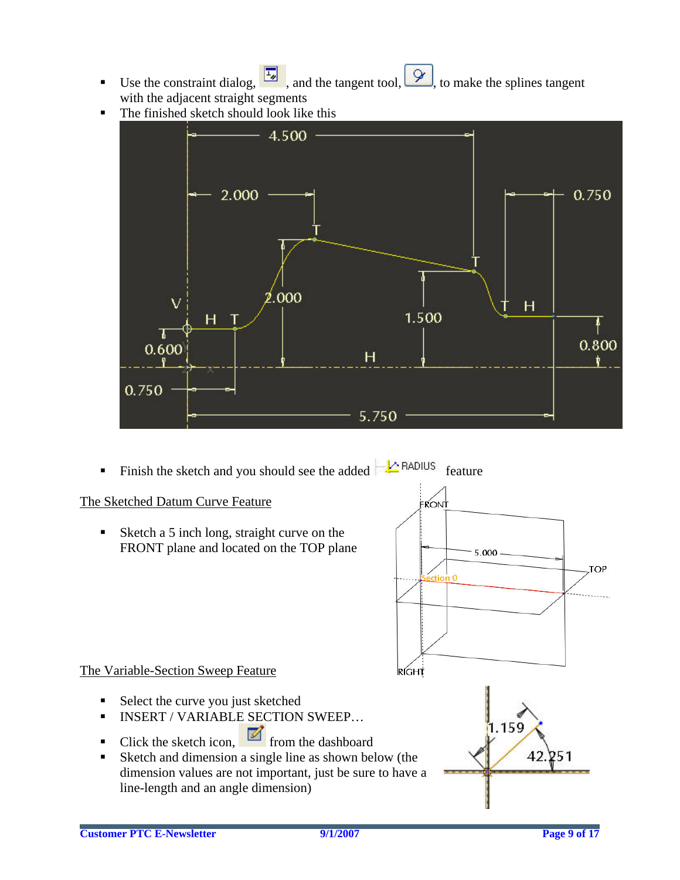- Use the constraint dialog, , and the tangent tool, , to make the splines tangent with the adjacent straight segments
- The finished sketch should look like this

- Finish the sketch and you should see the added RADIUS feature

The Sketched Datum Curve Feature

- Sketch a 5 inch long, straight curve on the FRONT plane and located on the TOP plane

The Variable-Section Sweep Feature

- Select the curve you just sketched
- INSERT / VARIABLE SECTION SWEEP…
- Click the sketch icon, from the dashboard
- Sketch and dimension a single line as shown below (the dimension values are not important, just be sure to have a line-length and an angle dimension)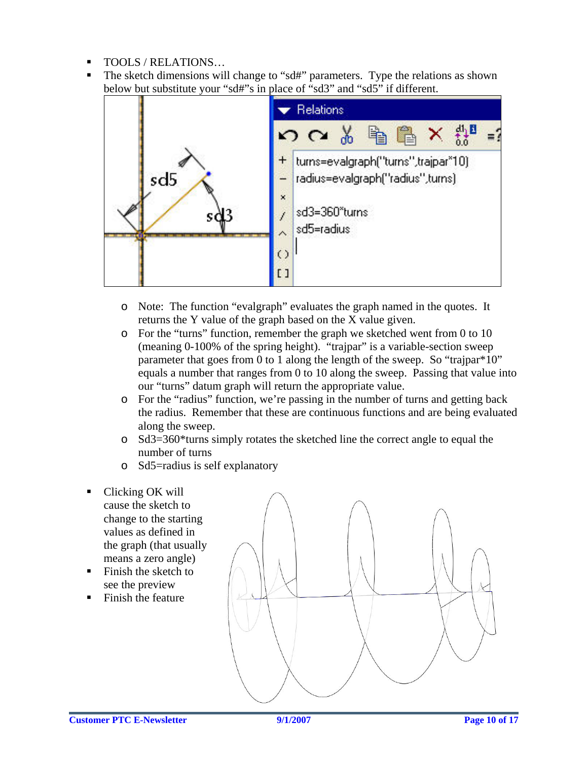- TOOLS / RELATIONS…
- The sketch dimensions will change to "sd#" parameters. Type the relations as shown below but substitute your "sd#"s in place of "sd3" and "sd5" if different.

```
turns=evalgraph("turns",trajpar*10)
radius=evalgraph("radius",turns)

sd3=360*turns
sd5=radius
```

  - Note: The function "evalgraph" evaluates the graph named in the quotes. It returns the Y value of the graph based on the X value given.
  - For the "turns" function, remember the graph we sketched went from 0 to 10 (meaning 0-100% of the spring height). "trajpar" is a variable-section sweep parameter that goes from 0 to 1 along the length of the sweep. So "trajpar*10" equals a number that ranges from 0 to 10 along the sweep. Passing that value into our "turns" datum graph will return the appropriate value.
  - For the "radius" function, we're passing in the number of turns and getting back the radius. Remember that these are continuous functions and are being evaluated along the sweep.
  - Sd3=360*turns simply rotates the sketched line the correct angle to equal the number of turns
  - Sd5=radius is self explanatory

- Clicking OK will cause the sketch to change to the starting values as defined in the graph (that usually means a zero angle)
- Finish the sketch to see the preview
- Finish the feature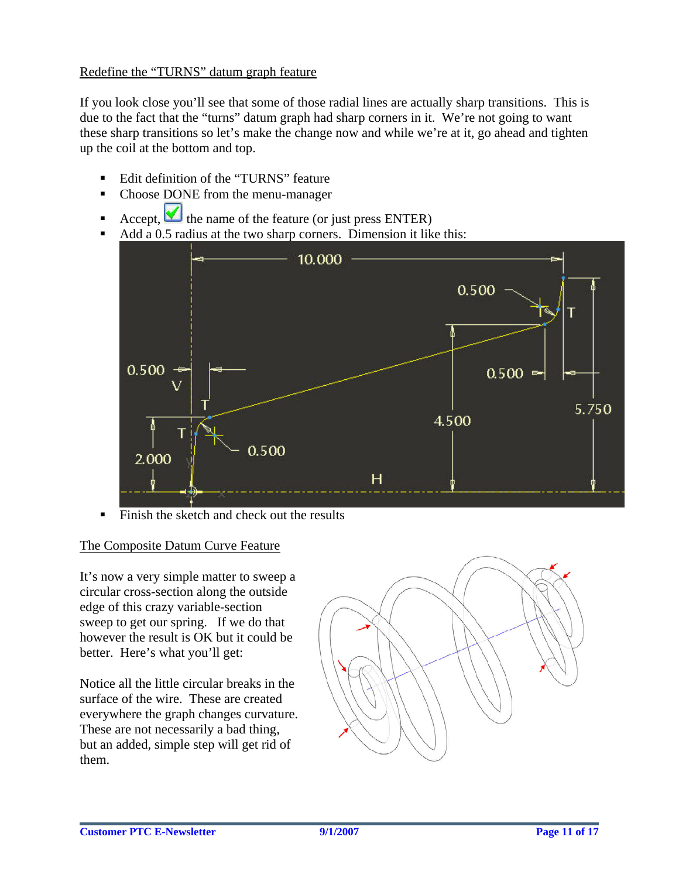## Redefine the "TURNS" datum graph feature

If you look close you'll see that some of those radial lines are actually sharp transitions. This is due to the fact that the "turns" datum graph had sharp corners in it. We're not going to want these sharp transitions so let's make the change now and while we're at it, go ahead and tighten up the coil at the bottom and top.

- Edit definition of the "TURNS" feature
- Choose DONE from the menu-manager
- Accept, the name of the feature (or just press ENTER)
- Add a 0.5 radius at the two sharp corners. Dimension it like this:
- Finish the sketch and check out the results

## The Composite Datum Curve Feature

It's now a very simple matter to sweep a circular cross-section along the outside edge of this crazy variable-section sweep to get our spring. If we do that however the result is OK but it could be better. Here's what you'll get:

Notice all the little circular breaks in the surface of the wire. These are created everywhere the graph changes curvature. These are not necessarily a bad thing, but an added, simple step will get rid of them.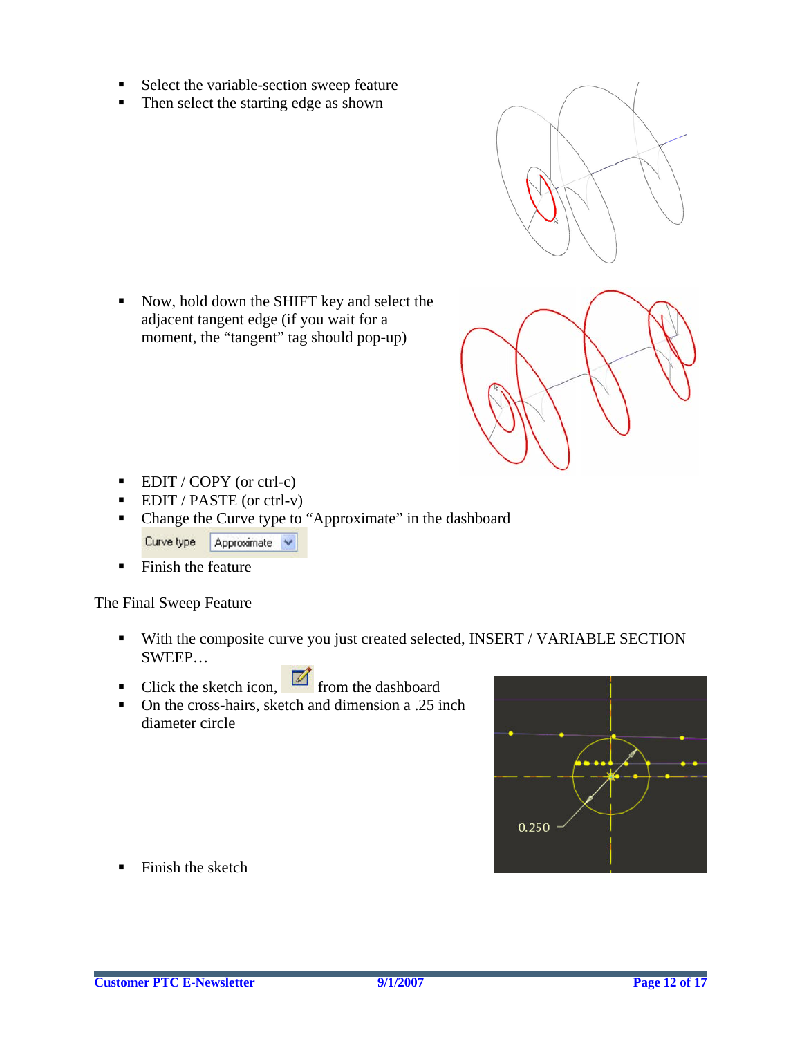- Select the variable-section sweep feature
- Then select the starting edge as shown

- Now, hold down the SHIFT key and select the adjacent tangent edge (if you wait for a moment, the "tangent" tag should pop-up)

- EDIT / COPY (or ctrl-c)
- EDIT / PASTE (or ctrl-v)
- Change the Curve type to "Approximate" in the dashboard
- Finish the feature

<u>The Final Sweep Feature</u>

- With the composite curve you just created selected, INSERT / VARIABLE SECTION SWEEP…
- Click the sketch icon, from the dashboard
- On the cross-hairs, sketch and dimension a .25 inch diameter circle

- Finish the sketch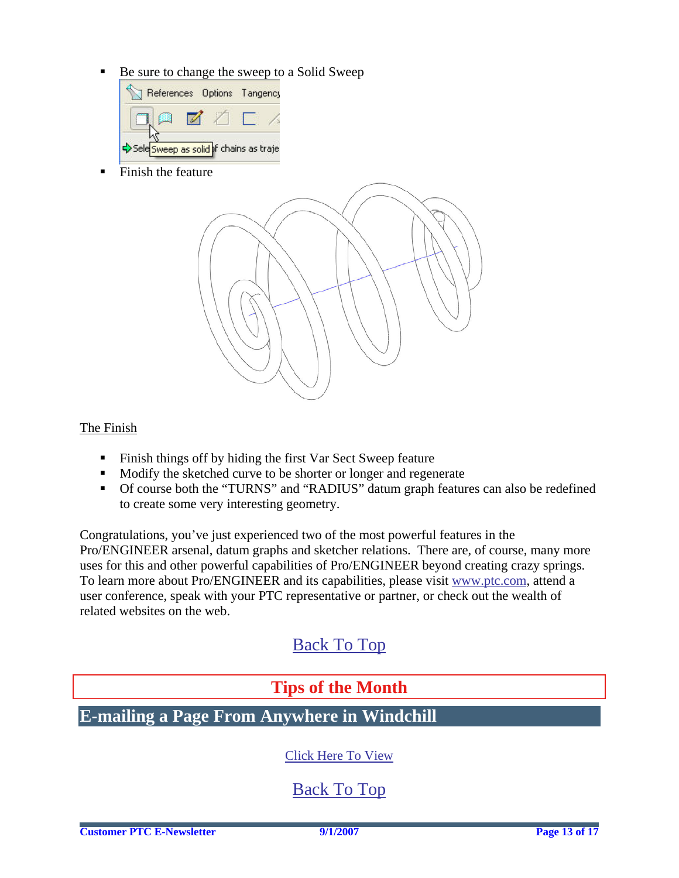- Be sure to change the sweep to a Solid Sweep
- Finish the feature

The Finish

- Finish things off by hiding the first Var Sect Sweep feature
- Modify the sketched curve to be shorter or longer and regenerate
- Of course both the "TURNS" and "RADIUS" datum graph features can also be redefined to create some very interesting geometry.

Congratulations, you've just experienced two of the most powerful features in the Pro/ENGINEER arsenal, datum graphs and sketcher relations. There are, of course, many more uses for this and other powerful capabilities of Pro/ENGINEER beyond creating crazy springs. To learn more about Pro/ENGINEER and its capabilities, please visit www.ptc.com, attend a user conference, speak with your PTC representative or partner, or check out the wealth of related websites on the web.

Back To Top

## Tips of the Month

## E-mailing a Page From Anywhere in Windchill

Click Here To View

Back To Top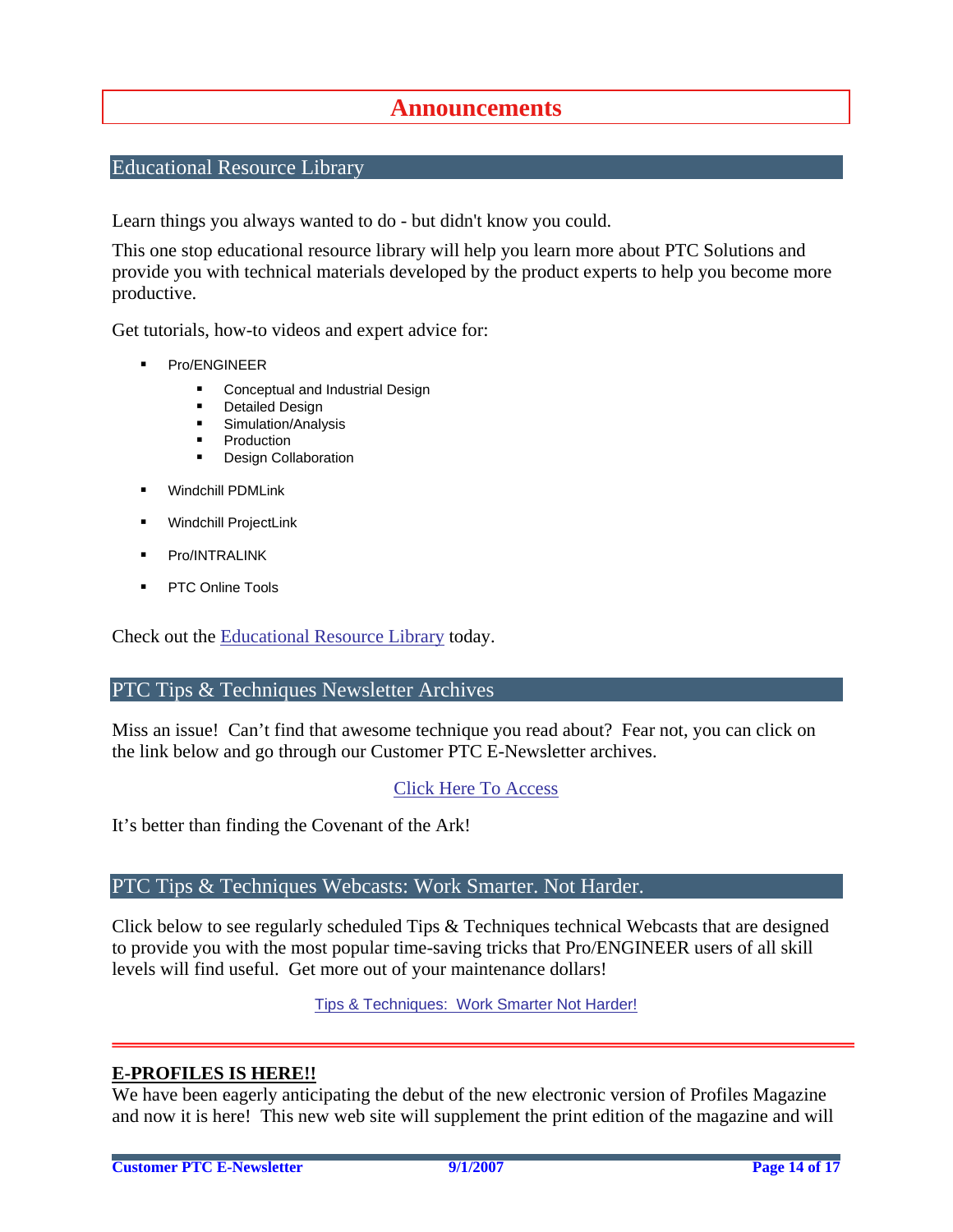# Announcements

## Educational Resource Library

Learn things you always wanted to do - but didn't know you could.

This one stop educational resource library will help you learn more about PTC Solutions and provide you with technical materials developed by the product experts to help you become more productive.

Get tutorials, how-to videos and expert advice for:

- Pro/ENGINEER
  - Conceptual and Industrial Design
  - Detailed Design
  - Simulation/Analysis
  - Production
  - Design Collaboration
- Windchill PDMLink
- Windchill ProjectLink
- Pro/INTRALINK
- PTC Online Tools

Check out the Educational Resource Library today.

## PTC Tips & Techniques Newsletter Archives

Miss an issue! Can't find that awesome technique you read about? Fear not, you can click on the link below and go through our Customer PTC E-Newsletter archives.

Click Here To Access

It's better than finding the Covenant of the Ark!

## PTC Tips & Techniques Webcasts: Work Smarter. Not Harder.

Click below to see regularly scheduled Tips & Techniques technical Webcasts that are designed to provide you with the most popular time-saving tricks that Pro/ENGINEER users of all skill levels will find useful. Get more out of your maintenance dollars!

Tips & Techniques: Work Smarter Not Harder!

---

**E-PROFILES IS HERE!!**

We have been eagerly anticipating the debut of the new electronic version of Profiles Magazine and now it is here! This new web site will supplement the print edition of the magazine and will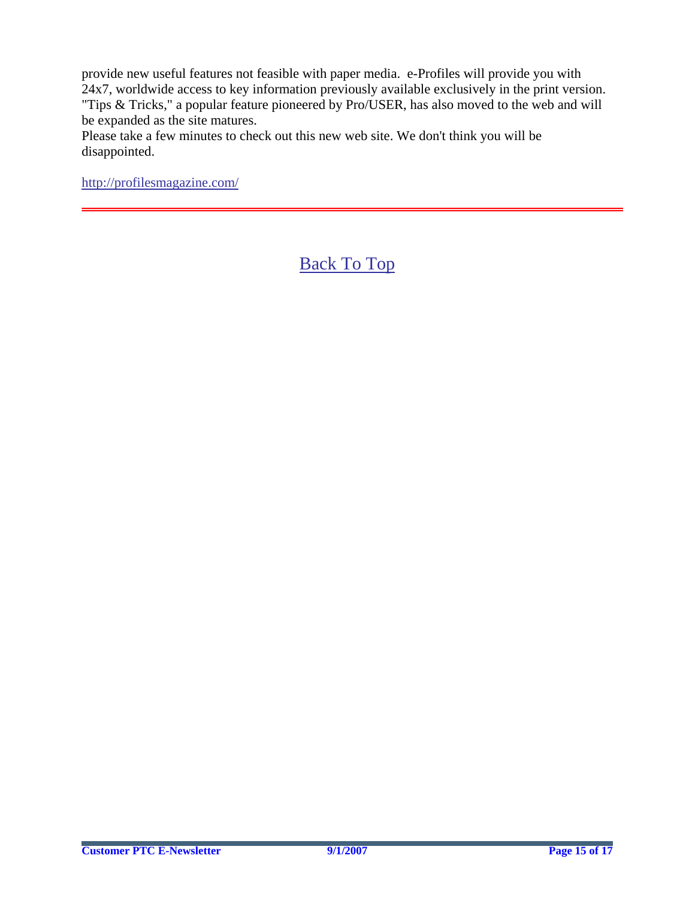provide new useful features not feasible with paper media. e-Profiles will provide you with 24x7, worldwide access to key information previously available exclusively in the print version. "Tips & Tricks," a popular feature pioneered by Pro/USER, has also moved to the web and will be expanded as the site matures.

Please take a few minutes to check out this new web site. We don't think you will be disappointed.

http://profilesmagazine.com/

---

Back To Top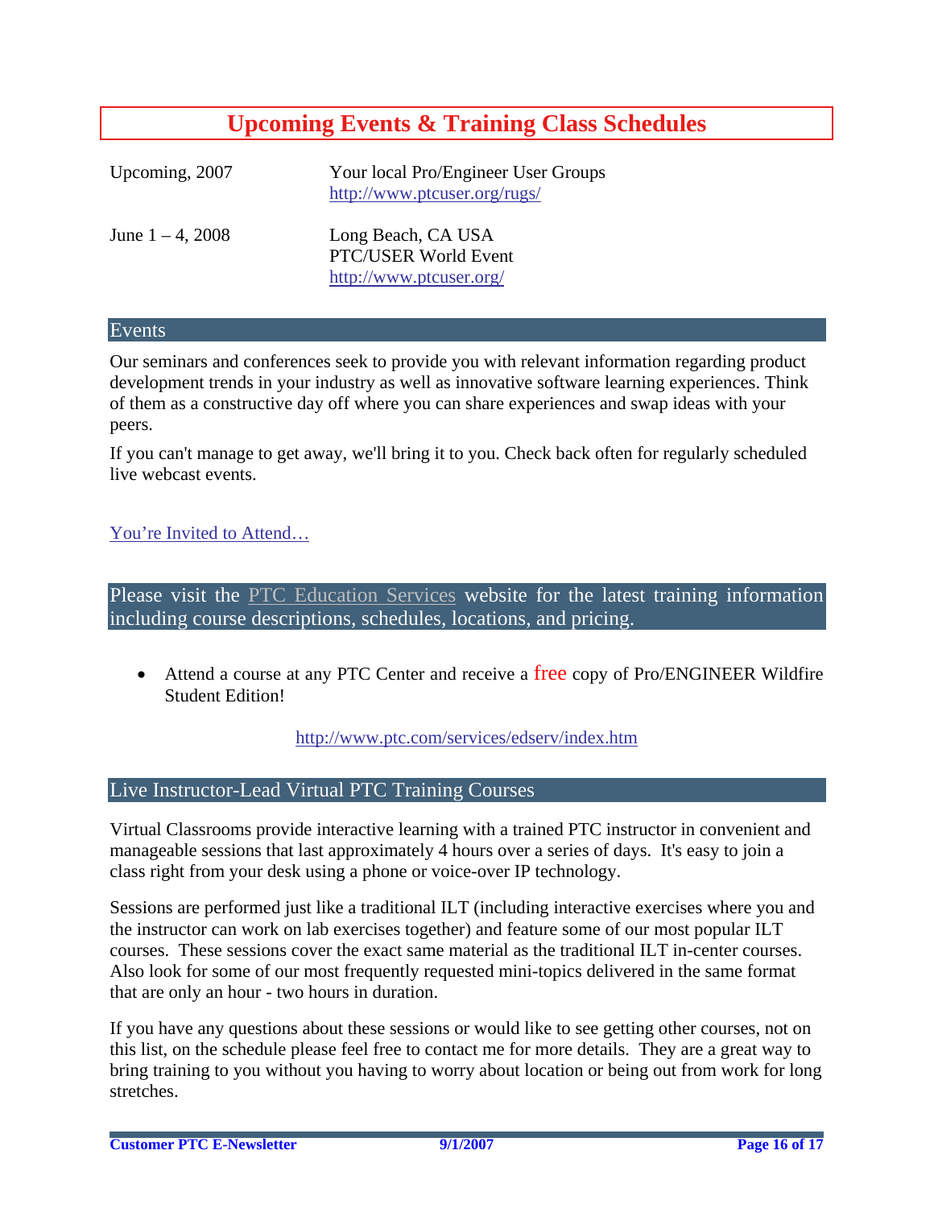# Upcoming Events & Training Class Schedules

| | |
|---|---|
| Upcoming, 2007 | Your local Pro/Engineer User Groups<br>http://www.ptcuser.org/rugs/ |
| June 1 – 4, 2008 | Long Beach, CA USA<br>PTC/USER World Event<br>http://www.ptcuser.org/ |

## Events

Our seminars and conferences seek to provide you with relevant information regarding product development trends in your industry as well as innovative software learning experiences. Think of them as a constructive day off where you can share experiences and swap ideas with your peers.

If you can't manage to get away, we'll bring it to you. Check back often for regularly scheduled live webcast events.

You're Invited to Attend…

## Please visit the PTC Education Services website for the latest training information including course descriptions, schedules, locations, and pricing.

- Attend a course at any PTC Center and receive a free copy of Pro/ENGINEER Wildfire Student Edition!

http://www.ptc.com/services/edserv/index.htm

## Live Instructor-Lead Virtual PTC Training Courses

Virtual Classrooms provide interactive learning with a trained PTC instructor in convenient and manageable sessions that last approximately 4 hours over a series of days. It's easy to join a class right from your desk using a phone or voice-over IP technology.

Sessions are performed just like a traditional ILT (including interactive exercises where you and the instructor can work on lab exercises together) and feature some of our most popular ILT courses. These sessions cover the exact same material as the traditional ILT in-center courses. Also look for some of our most frequently requested mini-topics delivered in the same format that are only an hour - two hours in duration.

If you have any questions about these sessions or would like to see getting other courses, not on this list, on the schedule please feel free to contact me for more details. They are a great way to bring training to you without you having to worry about location or being out from work for long stretches.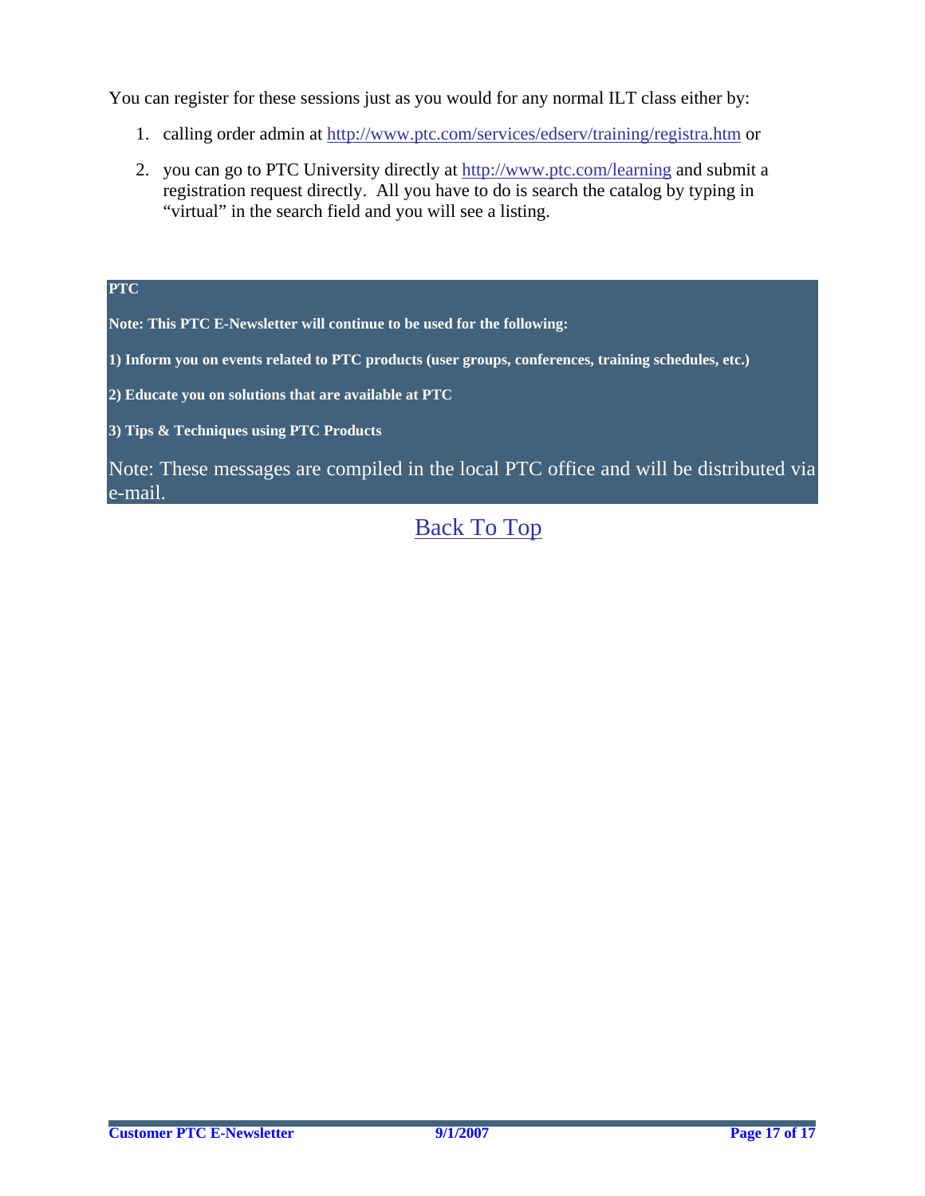You can register for these sessions just as you would for any normal ILT class either by:

1. calling order admin at http://www.ptc.com/services/edserv/training/registra.htm or
2. you can go to PTC University directly at http://www.ptc.com/learning and submit a registration request directly. All you have to do is search the catalog by typing in "virtual" in the search field and you will see a listing.

**PTC**

**Note: This PTC E-Newsletter will continue to be used for the following:**

**1) Inform you on events related to PTC products (user groups, conferences, training schedules, etc.)**

**2) Educate you on solutions that are available at PTC**

**3) Tips & Techniques using PTC Products**

Note: These messages are compiled in the local PTC office and will be distributed via e-mail.

Back To Top